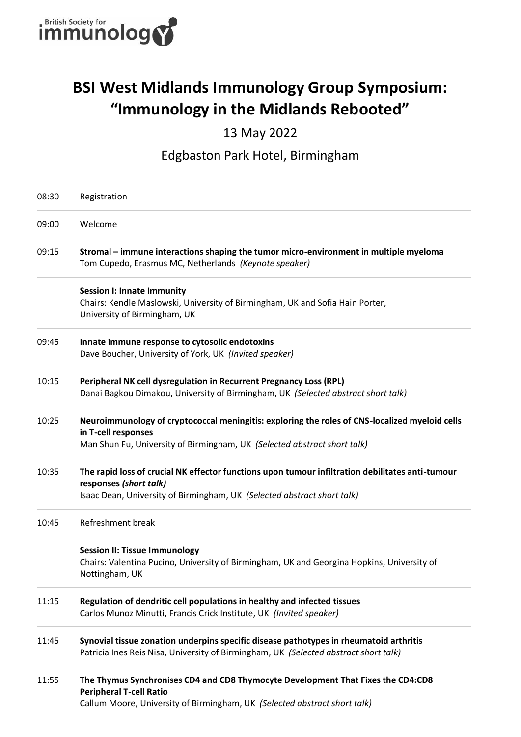British Society for immunology

# BSI West Midlands Immunology Group Symposium: "Immunology in the Midlands Rebooted"

13 May 2022

Edgbaston Park Hotel, Birmingham

08:30 Registration

09:00 Welcome

09:15 **Stromal – immune interactions shaping the tumor micro-environment in multiple myeloma**
Tom Cupedo, Erasmus MC, Netherlands *(Keynote speaker)*

**Session I: Innate Immunity**
Chairs: Kendle Maslowski, University of Birmingham, UK and Sofia Hain Porter, University of Birmingham, UK

09:45 **Innate immune response to cytosolic endotoxins**
Dave Boucher, University of York, UK *(Invited speaker)*

10:15 **Peripheral NK cell dysregulation in Recurrent Pregnancy Loss (RPL)**
Danai Bagkou Dimakou, University of Birmingham, UK *(Selected abstract short talk)*

10:25 **Neuroimmunology of cryptococcal meningitis: exploring the roles of CNS-localized myeloid cells in T-cell responses**
Man Shun Fu, University of Birmingham, UK *(Selected abstract short talk)*

10:35 **The rapid loss of crucial NK effector functions upon tumour infiltration debilitates anti-tumour responses *(short talk)***
Isaac Dean, University of Birmingham, UK *(Selected abstract short talk)*

10:45 Refreshment break

**Session II: Tissue Immunology**
Chairs: Valentina Pucino, University of Birmingham, UK and Georgina Hopkins, University of Nottingham, UK

11:15 **Regulation of dendritic cell populations in healthy and infected tissues**
Carlos Munoz Minutti, Francis Crick Institute, UK *(Invited speaker)*

11:45 **Synovial tissue zonation underpins specific disease pathotypes in rheumatoid arthritis**
Patricia Ines Reis Nisa, University of Birmingham, UK *(Selected abstract short talk)*

11:55 **The Thymus Synchronises CD4 and CD8 Thymocyte Development That Fixes the CD4:CD8 Peripheral T-cell Ratio**
Callum Moore, University of Birmingham, UK *(Selected abstract short talk)*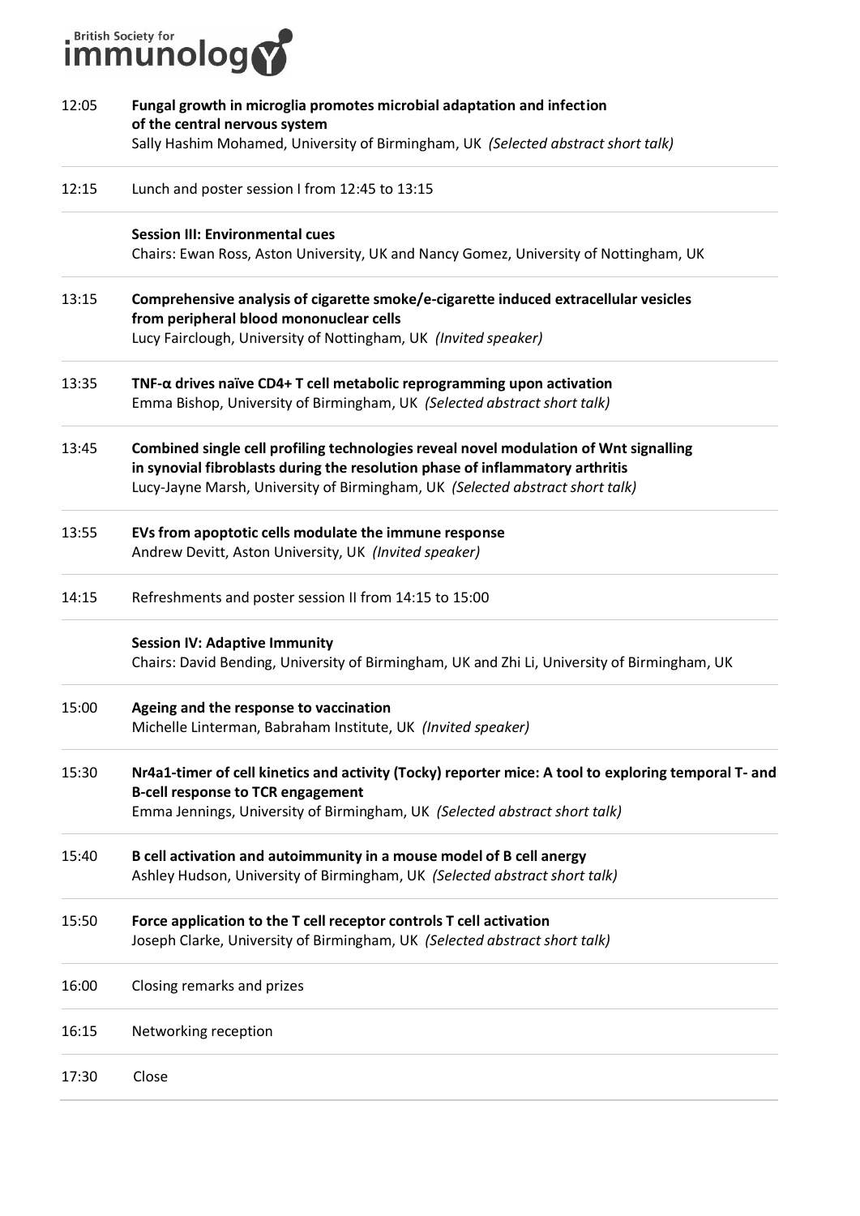12:05 **Fungal growth in microglia promotes microbial adaptation and infection of the central nervous system**
Sally Hashim Mohamed, University of Birmingham, UK *(Selected abstract short talk)*

12:15 Lunch and poster session I from 12:45 to 13:15

**Session III: Environmental cues**
Chairs: Ewan Ross, Aston University, UK and Nancy Gomez, University of Nottingham, UK

13:15 **Comprehensive analysis of cigarette smoke/e-cigarette induced extracellular vesicles from peripheral blood mononuclear cells**
Lucy Fairclough, University of Nottingham, UK *(Invited speaker)*

13:35 **TNF-α drives naïve CD4+ T cell metabolic reprogramming upon activation**
Emma Bishop, University of Birmingham, UK *(Selected abstract short talk)*

13:45 **Combined single cell profiling technologies reveal novel modulation of Wnt signalling in synovial fibroblasts during the resolution phase of inflammatory arthritis**
Lucy-Jayne Marsh, University of Birmingham, UK *(Selected abstract short talk)*

13:55 **EVs from apoptotic cells modulate the immune response**
Andrew Devitt, Aston University, UK *(Invited speaker)*

14:15 Refreshments and poster session II from 14:15 to 15:00

**Session IV: Adaptive Immunity**
Chairs: David Bending, University of Birmingham, UK and Zhi Li, University of Birmingham, UK

15:00 **Ageing and the response to vaccination**
Michelle Linterman, Babraham Institute, UK *(Invited speaker)*

15:30 **Nr4a1-timer of cell kinetics and activity (Tocky) reporter mice: A tool to exploring temporal T- and B-cell response to TCR engagement**
Emma Jennings, University of Birmingham, UK *(Selected abstract short talk)*

15:40 **B cell activation and autoimmunity in a mouse model of B cell anergy**
Ashley Hudson, University of Birmingham, UK *(Selected abstract short talk)*

15:50 **Force application to the T cell receptor controls T cell activation**
Joseph Clarke, University of Birmingham, UK *(Selected abstract short talk)*

16:00 Closing remarks and prizes

16:15 Networking reception

17:30 Close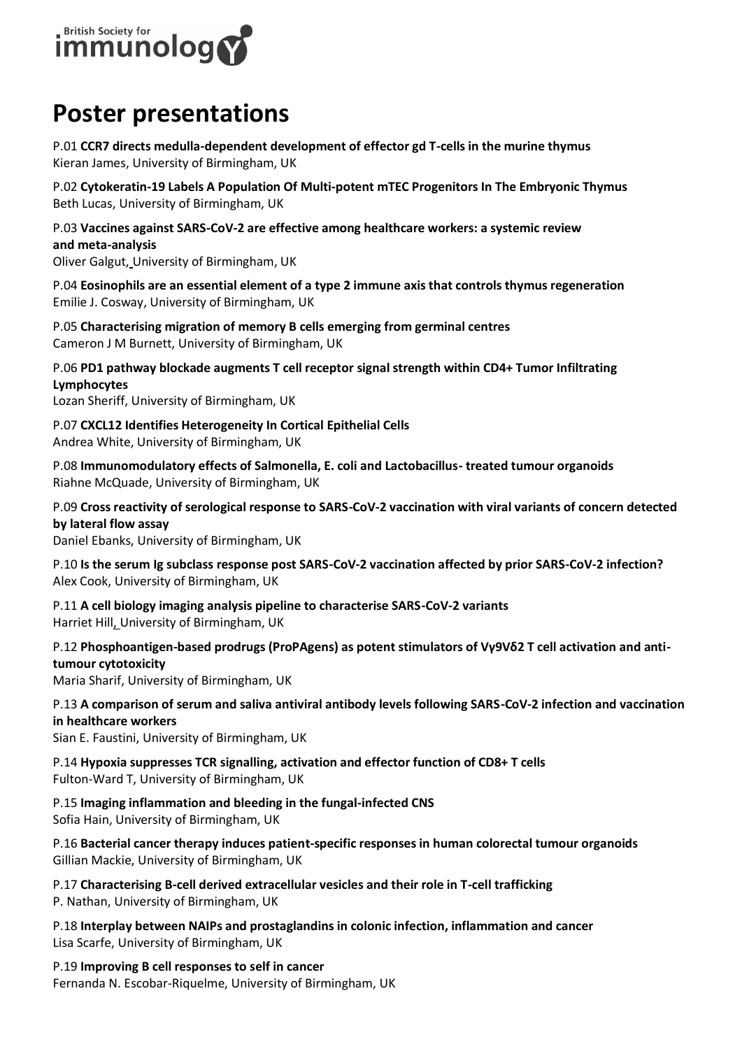# Poster presentations

P.01 **CCR7 directs medulla-dependent development of effector gd T-cells in the murine thymus**
Kieran James, University of Birmingham, UK

P.02 **Cytokeratin-19 Labels A Population Of Multi-potent mTEC Progenitors In The Embryonic Thymus**
Beth Lucas, University of Birmingham, UK

P.03 **Vaccines against SARS-CoV-2 are effective among healthcare workers: a systemic review and meta-analysis**
Oliver Galgut, University of Birmingham, UK

P.04 **Eosinophils are an essential element of a type 2 immune axis that controls thymus regeneration**
Emilie J. Cosway, University of Birmingham, UK

P.05 **Characterising migration of memory B cells emerging from germinal centres**
Cameron J M Burnett, University of Birmingham, UK

P.06 **PD1 pathway blockade augments T cell receptor signal strength within CD4+ Tumor Infiltrating Lymphocytes**
Lozan Sheriff, University of Birmingham, UK

P.07 **CXCL12 Identifies Heterogeneity In Cortical Epithelial Cells**
Andrea White, University of Birmingham, UK

P.08 **Immunomodulatory effects of Salmonella, E. coli and Lactobacillus- treated tumour organoids**
Riahne McQuade, University of Birmingham, UK

P.09 **Cross reactivity of serological response to SARS-CoV-2 vaccination with viral variants of concern detected by lateral flow assay**
Daniel Ebanks, University of Birmingham, UK

P.10 **Is the serum Ig subclass response post SARS-CoV-2 vaccination affected by prior SARS-CoV-2 infection?**
Alex Cook, University of Birmingham, UK

P.11 **A cell biology imaging analysis pipeline to characterise SARS-CoV-2 variants**
Harriet Hill, University of Birmingham, UK

P.12 **Phosphoantigen-based prodrugs (ProPAgens) as potent stimulators of Vγ9Vδ2 T cell activation and anti-tumour cytotoxicity**
Maria Sharif, University of Birmingham, UK

P.13 **A comparison of serum and saliva antiviral antibody levels following SARS-CoV-2 infection and vaccination in healthcare workers**
Sian E. Faustini, University of Birmingham, UK

P.14 **Hypoxia suppresses TCR signalling, activation and effector function of CD8+ T cells**
Fulton-Ward T, University of Birmingham, UK

P.15 **Imaging inflammation and bleeding in the fungal-infected CNS**
Sofia Hain, University of Birmingham, UK

P.16 **Bacterial cancer therapy induces patient-specific responses in human colorectal tumour organoids**
Gillian Mackie, University of Birmingham, UK

P.17 **Characterising B-cell derived extracellular vesicles and their role in T-cell trafficking**
P. Nathan, University of Birmingham, UK

P.18 **Interplay between NAIPs and prostaglandins in colonic infection, inflammation and cancer**
Lisa Scarfe, University of Birmingham, UK

P.19 **Improving B cell responses to self in cancer**
Fernanda N. Escobar-Riquelme, University of Birmingham, UK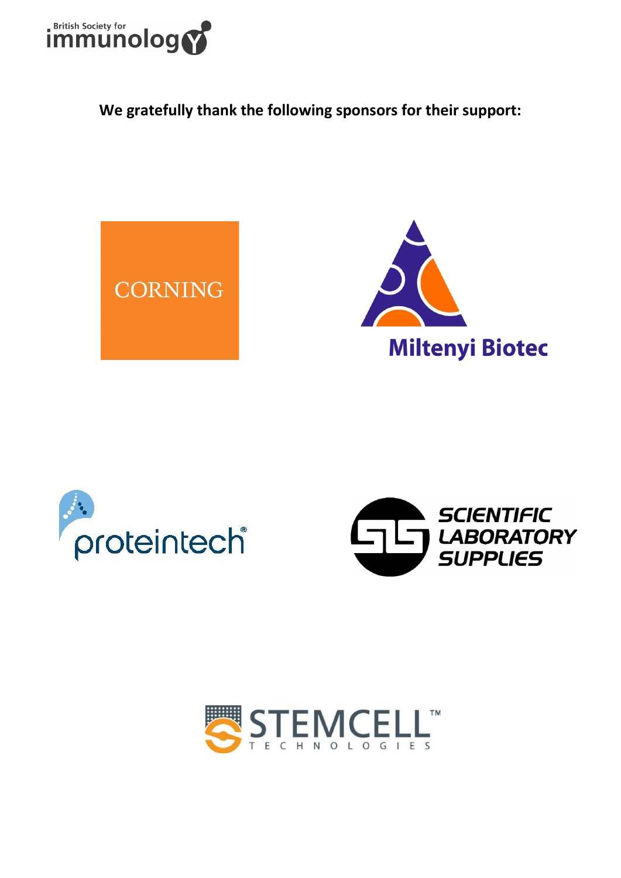**We gratefully thank the following sponsors for their support:**

CORNING

Miltenyi Biotec

proteintech®

SCIENTIFIC LABORATORY SUPPLIES

STEMCELL™ TECHNOLOGIES